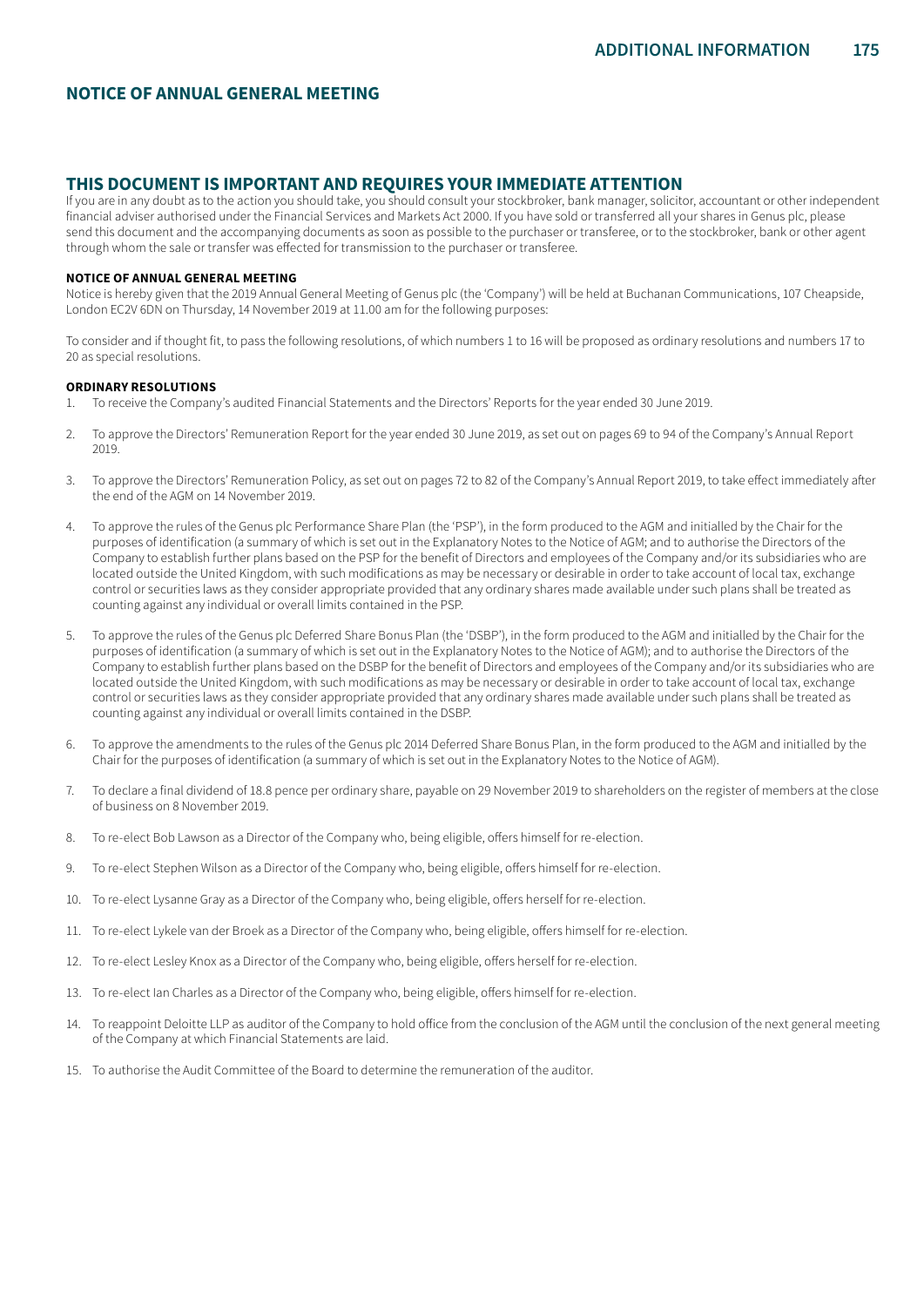# NOTICE OF ANNUAL GENERAL MEETING

## THIS DOCUMENT IS IMPORTANT AND REQUIRES YOUR IMMEDIATE ATTENTION

If you are in any doubt as to the action you should take, you should consult your stockbroker, bank manager, solicitor, accountant or other independent financial adviser authorised under the Financial Services and Markets Act 2000. If you have sold or transferred all your shares in Genus plc, please send this document and the accompanying documents as soon as possible to the purchaser or transferee, or to the stockbroker, bank or other agent through whom the sale or transfer was effected for transmission to the purchaser or transferee.

### NOTICE OF ANNUAL GENERAL MEETING

Notice is hereby given that the 2019 Annual General Meeting of Genus plc (the 'Company') will be held at Buchanan Communications, 107 Cheapside, London EC2V 6DN on Thursday, 14 November 2019 at 11.00 am for the following purposes:

To consider and if thought fit, to pass the following resolutions, of which numbers 1 to 16 will be proposed as ordinary resolutions and numbers 17 to 20 as special resolutions.

### ORDINARY RESOLUTIONS

1. To receive the Company's audited Financial Statements and the Directors' Reports for the year ended 30 June 2019.
2. To approve the Directors' Remuneration Report for the year ended 30 June 2019, as set out on pages 69 to 94 of the Company's Annual Report 2019.
3. To approve the Directors' Remuneration Policy, as set out on pages 72 to 82 of the Company's Annual Report 2019, to take effect immediately after the end of the AGM on 14 November 2019.
4. To approve the rules of the Genus plc Performance Share Plan (the 'PSP'), in the form produced to the AGM and initialled by the Chair for the purposes of identification (a summary of which is set out in the Explanatory Notes to the Notice of AGM; and to authorise the Directors of the Company to establish further plans based on the PSP for the benefit of Directors and employees of the Company and/or its subsidiaries who are located outside the United Kingdom, with such modifications as may be necessary or desirable in order to take account of local tax, exchange control or securities laws as they consider appropriate provided that any ordinary shares made available under such plans shall be treated as counting against any individual or overall limits contained in the PSP.
5. To approve the rules of the Genus plc Deferred Share Bonus Plan (the 'DSBP'), in the form produced to the AGM and initialled by the Chair for the purposes of identification (a summary of which is set out in the Explanatory Notes to the Notice of AGM); and to authorise the Directors of the Company to establish further plans based on the DSBP for the benefit of Directors and employees of the Company and/or its subsidiaries who are located outside the United Kingdom, with such modifications as may be necessary or desirable in order to take account of local tax, exchange control or securities laws as they consider appropriate provided that any ordinary shares made available under such plans shall be treated as counting against any individual or overall limits contained in the DSBP.
6. To approve the amendments to the rules of the Genus plc 2014 Deferred Share Bonus Plan, in the form produced to the AGM and initialled by the Chair for the purposes of identification (a summary of which is set out in the Explanatory Notes to the Notice of AGM).
7. To declare a final dividend of 18.8 pence per ordinary share, payable on 29 November 2019 to shareholders on the register of members at the close of business on 8 November 2019.
8. To re-elect Bob Lawson as a Director of the Company who, being eligible, offers himself for re-election.
9. To re-elect Stephen Wilson as a Director of the Company who, being eligible, offers himself for re-election.
10. To re-elect Lysanne Gray as a Director of the Company who, being eligible, offers herself for re-election.
11. To re-elect Lykele van der Broek as a Director of the Company who, being eligible, offers himself for re-election.
12. To re-elect Lesley Knox as a Director of the Company who, being eligible, offers herself for re-election.
13. To re-elect Ian Charles as a Director of the Company who, being eligible, offers himself for re-election.
14. To reappoint Deloitte LLP as auditor of the Company to hold office from the conclusion of the AGM until the conclusion of the next general meeting of the Company at which Financial Statements are laid.
15. To authorise the Audit Committee of the Board to determine the remuneration of the auditor.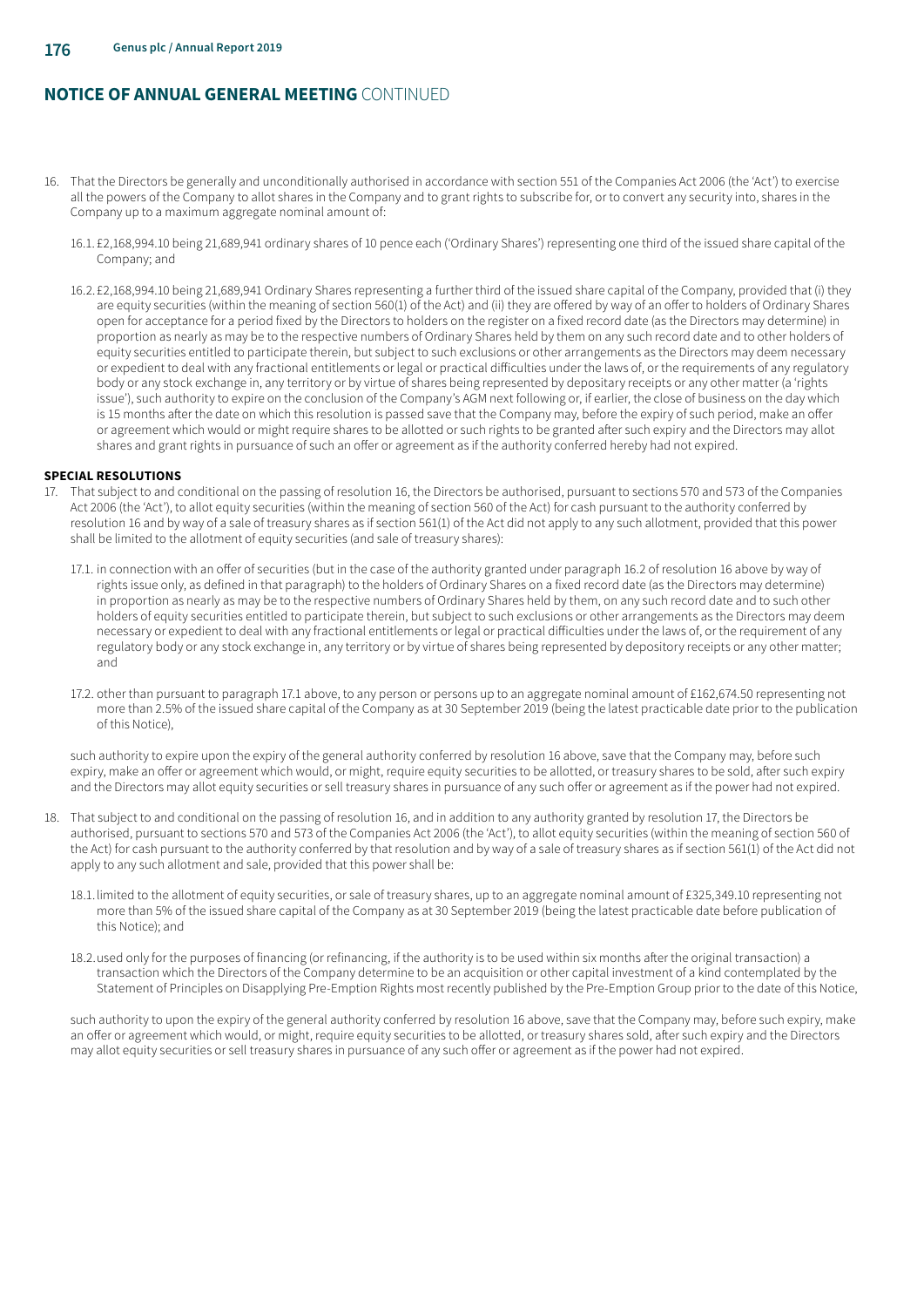## NOTICE OF ANNUAL GENERAL MEETING CONTINUED

16. That the Directors be generally and unconditionally authorised in accordance with section 551 of the Companies Act 2006 (the 'Act') to exercise all the powers of the Company to allot shares in the Company and to grant rights to subscribe for, or to convert any security into, shares in the Company up to a maximum aggregate nominal amount of:

    16.1. £2,168,994.10 being 21,689,941 ordinary shares of 10 pence each ('Ordinary Shares') representing one third of the issued share capital of the Company; and

    16.2. £2,168,994.10 being 21,689,941 Ordinary Shares representing a further third of the issued share capital of the Company, provided that (i) they are equity securities (within the meaning of section 560(1) of the Act) and (ii) they are offered by way of an offer to holders of Ordinary Shares open for acceptance for a period fixed by the Directors to holders on the register on a fixed record date (as the Directors may determine) in proportion as nearly as may be to the respective numbers of Ordinary Shares held by them on any such record date and to other holders of equity securities entitled to participate therein, but subject to such exclusions or other arrangements as the Directors may deem necessary or expedient to deal with any fractional entitlements or legal or practical difficulties under the laws of, or the requirements of any regulatory body or any stock exchange in, any territory or by virtue of shares being represented by depositary receipts or any other matter (a 'rights issue'), such authority to expire on the conclusion of the Company's AGM next following or, if earlier, the close of business on the day which is 15 months after the date on which this resolution is passed save that the Company may, before the expiry of such period, make an offer or agreement which would or might require shares to be allotted or such rights to be granted after such expiry and the Directors may allot shares and grant rights in pursuance of such an offer or agreement as if the authority conferred hereby had not expired.

### SPECIAL RESOLUTIONS

17. That subject to and conditional on the passing of resolution 16, the Directors be authorised, pursuant to sections 570 and 573 of the Companies Act 2006 (the 'Act'), to allot equity securities (within the meaning of section 560 of the Act) for cash pursuant to the authority conferred by resolution 16 and by way of a sale of treasury shares as if section 561(1) of the Act did not apply to any such allotment, provided that this power shall be limited to the allotment of equity securities (and sale of treasury shares):

    17.1. in connection with an offer of securities (but in the case of the authority granted under paragraph 16.2 of resolution 16 above by way of rights issue only, as defined in that paragraph) to the holders of Ordinary Shares on a fixed record date (as the Directors may determine) in proportion as nearly as may be to the respective numbers of Ordinary Shares held by them, on any such record date and to such other holders of equity securities entitled to participate therein, but subject to such exclusions or other arrangements as the Directors may deem necessary or expedient to deal with any fractional entitlements or legal or practical difficulties under the laws of, or the requirement of any regulatory body or any stock exchange in, any territory or by virtue of shares being represented by depository receipts or any other matter; and

    17.2. other than pursuant to paragraph 17.1 above, to any person or persons up to an aggregate nominal amount of £162,674.50 representing not more than 2.5% of the issued share capital of the Company as at 30 September 2019 (being the latest practicable date prior to the publication of this Notice),

    such authority to expire upon the expiry of the general authority conferred by resolution 16 above, save that the Company may, before such expiry, make an offer or agreement which would, or might, require equity securities to be allotted, or treasury shares to be sold, after such expiry and the Directors may allot equity securities or sell treasury shares in pursuance of any such offer or agreement as if the power had not expired.

18. That subject to and conditional on the passing of resolution 16, and in addition to any authority granted by resolution 17, the Directors be authorised, pursuant to sections 570 and 573 of the Companies Act 2006 (the 'Act'), to allot equity securities (within the meaning of section 560 of the Act) for cash pursuant to the authority conferred by that resolution and by way of a sale of treasury shares as if section 561(1) of the Act did not apply to any such allotment and sale, provided that this power shall be:

    18.1. limited to the allotment of equity securities, or sale of treasury shares, up to an aggregate nominal amount of £325,349.10 representing not more than 5% of the issued share capital of the Company as at 30 September 2019 (being the latest practicable date before publication of this Notice); and

    18.2. used only for the purposes of financing (or refinancing, if the authority is to be used within six months after the original transaction) a transaction which the Directors of the Company determine to be an acquisition or other capital investment of a kind contemplated by the Statement of Principles on Disapplying Pre-Emption Rights most recently published by the Pre-Emption Group prior to the date of this Notice,

    such authority to upon the expiry of the general authority conferred by resolution 16 above, save that the Company may, before such expiry, make an offer or agreement which would, or might, require equity securities to be allotted, or treasury shares sold, after such expiry and the Directors may allot equity securities or sell treasury shares in pursuance of any such offer or agreement as if the power had not expired.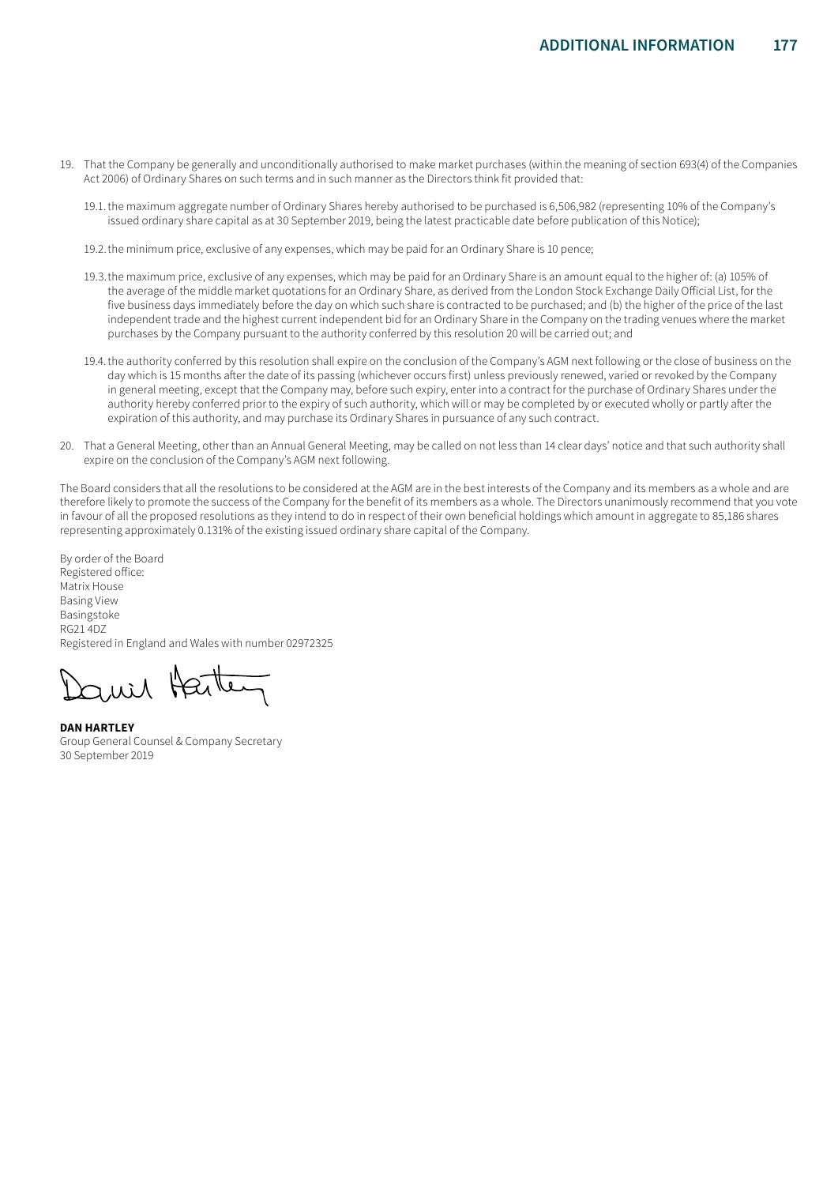19. That the Company be generally and unconditionally authorised to make market purchases (within the meaning of section 693(4) of the Companies Act 2006) of Ordinary Shares on such terms and in such manner as the Directors think fit provided that:

    19.1. the maximum aggregate number of Ordinary Shares hereby authorised to be purchased is 6,506,982 (representing 10% of the Company's issued ordinary share capital as at 30 September 2019, being the latest practicable date before publication of this Notice);

    19.2. the minimum price, exclusive of any expenses, which may be paid for an Ordinary Share is 10 pence;

    19.3. the maximum price, exclusive of any expenses, which may be paid for an Ordinary Share is an amount equal to the higher of: (a) 105% of the average of the middle market quotations for an Ordinary Share, as derived from the London Stock Exchange Daily Official List, for the five business days immediately before the day on which such share is contracted to be purchased; and (b) the higher of the price of the last independent trade and the highest current independent bid for an Ordinary Share in the Company on the trading venues where the market purchases by the Company pursuant to the authority conferred by this resolution 20 will be carried out; and

    19.4. the authority conferred by this resolution shall expire on the conclusion of the Company's AGM next following or the close of business on the day which is 15 months after the date of its passing (whichever occurs first) unless previously renewed, varied or revoked by the Company in general meeting, except that the Company may, before such expiry, enter into a contract for the purchase of Ordinary Shares under the authority hereby conferred prior to the expiry of such authority, which will or may be completed by or executed wholly or partly after the expiration of this authority, and may purchase its Ordinary Shares in pursuance of any such contract.

20. That a General Meeting, other than an Annual General Meeting, may be called on not less than 14 clear days' notice and that such authority shall expire on the conclusion of the Company's AGM next following.

The Board considers that all the resolutions to be considered at the AGM are in the best interests of the Company and its members as a whole and are therefore likely to promote the success of the Company for the benefit of its members as a whole. The Directors unanimously recommend that you vote in favour of all the proposed resolutions as they intend to do in respect of their own beneficial holdings which amount in aggregate to 85,186 shares representing approximately 0.131% of the existing issued ordinary share capital of the Company.

By order of the Board
Registered office:
Matrix House
Basing View
Basingstoke
RG21 4DZ
Registered in England and Wales with number 02972325

**DAN HARTLEY**
Group General Counsel & Company Secretary
30 September 2019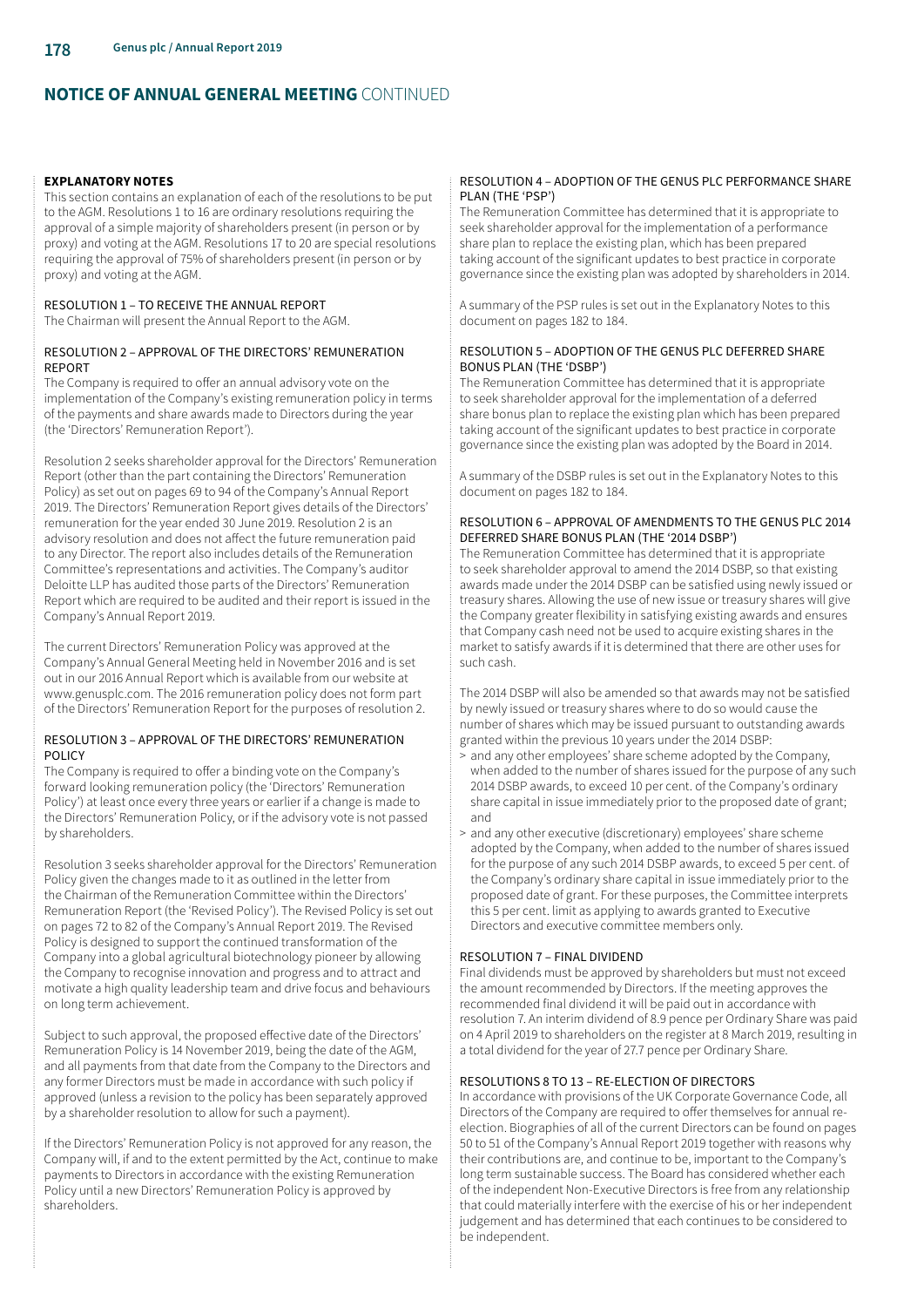## NOTICE OF ANNUAL GENERAL MEETING CONTINUED

### EXPLANATORY NOTES

This section contains an explanation of each of the resolutions to be put to the AGM. Resolutions 1 to 16 are ordinary resolutions requiring the approval of a simple majority of shareholders present (in person or by proxy) and voting at the AGM. Resolutions 17 to 20 are special resolutions requiring the approval of 75% of shareholders present (in person or by proxy) and voting at the AGM.

#### RESOLUTION 1 – TO RECEIVE THE ANNUAL REPORT

The Chairman will present the Annual Report to the AGM.

#### RESOLUTION 2 – APPROVAL OF THE DIRECTORS' REMUNERATION REPORT

The Company is required to offer an annual advisory vote on the implementation of the Company's existing remuneration policy in terms of the payments and share awards made to Directors during the year (the 'Directors' Remuneration Report').

Resolution 2 seeks shareholder approval for the Directors' Remuneration Report (other than the part containing the Directors' Remuneration Policy) as set out on pages 69 to 94 of the Company's Annual Report 2019. The Directors' Remuneration Report gives details of the Directors' remuneration for the year ended 30 June 2019. Resolution 2 is an advisory resolution and does not affect the future remuneration paid to any Director. The report also includes details of the Remuneration Committee's representations and activities. The Company's auditor Deloitte LLP has audited those parts of the Directors' Remuneration Report which are required to be audited and their report is issued in the Company's Annual Report 2019.

The current Directors' Remuneration Policy was approved at the Company's Annual General Meeting held in November 2016 and is set out in our 2016 Annual Report which is available from our website at www.genusplc.com. The 2016 remuneration policy does not form part of the Directors' Remuneration Report for the purposes of resolution 2.

#### RESOLUTION 3 – APPROVAL OF THE DIRECTORS' REMUNERATION POLICY

The Company is required to offer a binding vote on the Company's forward looking remuneration policy (the 'Directors' Remuneration Policy') at least once every three years or earlier if a change is made to the Directors' Remuneration Policy, or if the advisory vote is not passed by shareholders.

Resolution 3 seeks shareholder approval for the Directors' Remuneration Policy given the changes made to it as outlined in the letter from the Chairman of the Remuneration Committee within the Directors' Remuneration Report (the 'Revised Policy'). The Revised Policy is set out on pages 72 to 82 of the Company's Annual Report 2019. The Revised Policy is designed to support the continued transformation of the Company into a global agricultural biotechnology pioneer by allowing the Company to recognise innovation and progress and to attract and motivate a high quality leadership team and drive focus and behaviours on long term achievement.

Subject to such approval, the proposed effective date of the Directors' Remuneration Policy is 14 November 2019, being the date of the AGM, and all payments from that date from the Company to the Directors and any former Directors must be made in accordance with such policy if approved (unless a revision to the policy has been separately approved by a shareholder resolution to allow for such a payment).

If the Directors' Remuneration Policy is not approved for any reason, the Company will, if and to the extent permitted by the Act, continue to make payments to Directors in accordance with the existing Remuneration Policy until a new Directors' Remuneration Policy is approved by shareholders.

#### RESOLUTION 4 – ADOPTION OF THE GENUS PLC PERFORMANCE SHARE PLAN (THE 'PSP')

The Remuneration Committee has determined that it is appropriate to seek shareholder approval for the implementation of a performance share plan to replace the existing plan, which has been prepared taking account of the significant updates to best practice in corporate governance since the existing plan was adopted by shareholders in 2014.

A summary of the PSP rules is set out in the Explanatory Notes to this document on pages 182 to 184.

#### RESOLUTION 5 – ADOPTION OF THE GENUS PLC DEFERRED SHARE BONUS PLAN (THE 'DSBP')

The Remuneration Committee has determined that it is appropriate to seek shareholder approval for the implementation of a deferred share bonus plan to replace the existing plan which has been prepared taking account of the significant updates to best practice in corporate governance since the existing plan was adopted by the Board in 2014.

A summary of the DSBP rules is set out in the Explanatory Notes to this document on pages 182 to 184.

#### RESOLUTION 6 – APPROVAL OF AMENDMENTS TO THE GENUS PLC 2014 DEFERRED SHARE BONUS PLAN (THE '2014 DSBP')

The Remuneration Committee has determined that it is appropriate to seek shareholder approval to amend the 2014 DSBP, so that existing awards made under the 2014 DSBP can be satisfied using newly issued or treasury shares. Allowing the use of new issue or treasury shares will give the Company greater flexibility in satisfying existing awards and ensures that Company cash need not be used to acquire existing shares in the market to satisfy awards if it is determined that there are other uses for such cash.

The 2014 DSBP will also be amended so that awards may not be satisfied by newly issued or treasury shares where to do so would cause the number of shares which may be issued pursuant to outstanding awards granted within the previous 10 years under the 2014 DSBP:

- and any other employees' share scheme adopted by the Company, when added to the number of shares issued for the purpose of any such 2014 DSBP awards, to exceed 10 per cent. of the Company's ordinary share capital in issue immediately prior to the proposed date of grant; and
- and any other executive (discretionary) employees' share scheme adopted by the Company, when added to the number of shares issued for the purpose of any such 2014 DSBP awards, to exceed 5 per cent. of the Company's ordinary share capital in issue immediately prior to the proposed date of grant. For these purposes, the Committee interprets this 5 per cent. limit as applying to awards granted to Executive Directors and executive committee members only.

#### RESOLUTION 7 – FINAL DIVIDEND

Final dividends must be approved by shareholders but must not exceed the amount recommended by Directors. If the meeting approves the recommended final dividend it will be paid out in accordance with resolution 7. An interim dividend of 8.9 pence per Ordinary Share was paid on 4 April 2019 to shareholders on the register at 8 March 2019, resulting in a total dividend for the year of 27.7 pence per Ordinary Share.

#### RESOLUTIONS 8 TO 13 – RE-ELECTION OF DIRECTORS

In accordance with provisions of the UK Corporate Governance Code, all Directors of the Company are required to offer themselves for annual re-election. Biographies of all of the current Directors can be found on pages 50 to 51 of the Company's Annual Report 2019 together with reasons why their contributions are, and continue to be, important to the Company's long term sustainable success. The Board has considered whether each of the independent Non-Executive Directors is free from any relationship that could materially interfere with the exercise of his or her independent judgement and has determined that each continues to be considered to be independent.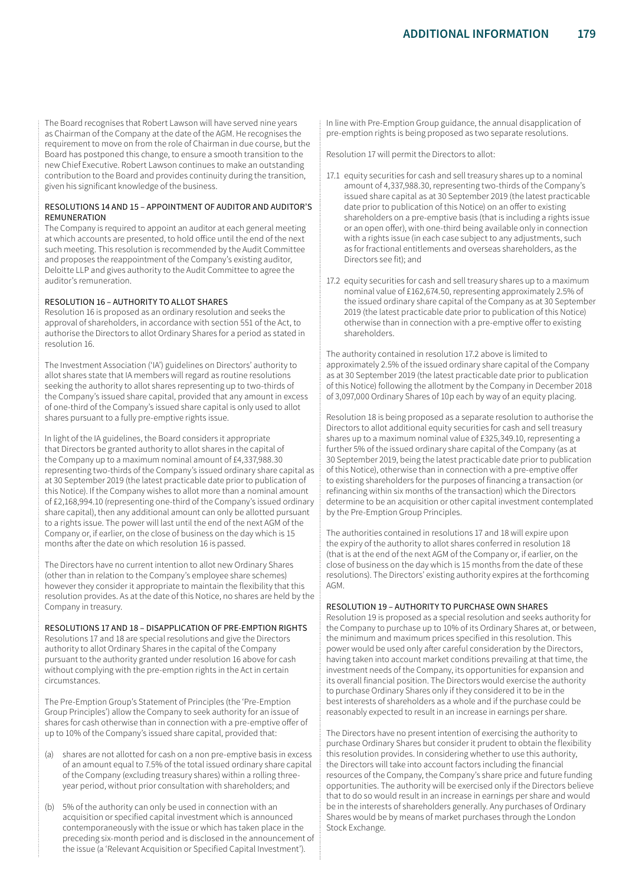The Board recognises that Robert Lawson will have served nine years as Chairman of the Company at the date of the AGM. He recognises the requirement to move on from the role of Chairman in due course, but the Board has postponed this change, to ensure a smooth transition to the new Chief Executive. Robert Lawson continues to make an outstanding contribution to the Board and provides continuity during the transition, given his significant knowledge of the business.

### RESOLUTIONS 14 AND 15 – APPOINTMENT OF AUDITOR AND AUDITOR'S REMUNERATION

The Company is required to appoint an auditor at each general meeting at which accounts are presented, to hold office until the end of the next such meeting. This resolution is recommended by the Audit Committee and proposes the reappointment of the Company's existing auditor, Deloitte LLP and gives authority to the Audit Committee to agree the auditor's remuneration.

### RESOLUTION 16 – AUTHORITY TO ALLOT SHARES

Resolution 16 is proposed as an ordinary resolution and seeks the approval of shareholders, in accordance with section 551 of the Act, to authorise the Directors to allot Ordinary Shares for a period as stated in resolution 16.

The Investment Association ('IA') guidelines on Directors' authority to allot shares state that IA members will regard as routine resolutions seeking the authority to allot shares representing up to two-thirds of the Company's issued share capital, provided that any amount in excess of one-third of the Company's issued share capital is only used to allot shares pursuant to a fully pre-emptive rights issue.

In light of the IA guidelines, the Board considers it appropriate that Directors be granted authority to allot shares in the capital of the Company up to a maximum nominal amount of £4,337,988.30 representing two-thirds of the Company's issued ordinary share capital as at 30 September 2019 (the latest practicable date prior to publication of this Notice). If the Company wishes to allot more than a nominal amount of £2,168,994.10 (representing one-third of the Company's issued ordinary share capital), then any additional amount can only be allotted pursuant to a rights issue. The power will last until the end of the next AGM of the Company or, if earlier, on the close of business on the day which is 15 months after the date on which resolution 16 is passed.

The Directors have no current intention to allot new Ordinary Shares (other than in relation to the Company's employee share schemes) however they consider it appropriate to maintain the flexibility that this resolution provides. As at the date of this Notice, no shares are held by the Company in treasury.

### RESOLUTIONS 17 AND 18 – DISAPPLICATION OF PRE-EMPTION RIGHTS

Resolutions 17 and 18 are special resolutions and give the Directors authority to allot Ordinary Shares in the capital of the Company pursuant to the authority granted under resolution 16 above for cash without complying with the pre-emption rights in the Act in certain circumstances.

The Pre-Emption Group's Statement of Principles (the 'Pre-Emption Group Principles') allow the Company to seek authority for an issue of shares for cash otherwise than in connection with a pre-emptive offer of up to 10% of the Company's issued share capital, provided that:

(a) shares are not allotted for cash on a non pre-emptive basis in excess of an amount equal to 7.5% of the total issued ordinary share capital of the Company (excluding treasury shares) within a rolling three-year period, without prior consultation with shareholders; and

(b) 5% of the authority can only be used in connection with an acquisition or specified capital investment which is announced contemporaneously with the issue or which has taken place in the preceding six-month period and is disclosed in the announcement of the issue (a 'Relevant Acquisition or Specified Capital Investment').

In line with Pre-Emption Group guidance, the annual disapplication of pre-emption rights is being proposed as two separate resolutions.

Resolution 17 will permit the Directors to allot:

17.1 equity securities for cash and sell treasury shares up to a nominal amount of 4,337,988.30, representing two-thirds of the Company's issued share capital as at 30 September 2019 (the latest practicable date prior to publication of this Notice) on an offer to existing shareholders on a pre-emptive basis (that is including a rights issue or an open offer), with one-third being available only in connection with a rights issue (in each case subject to any adjustments, such as for fractional entitlements and overseas shareholders, as the Directors see fit); and

17.2 equity securities for cash and sell treasury shares up to a maximum nominal value of £162,674.50, representing approximately 2.5% of the issued ordinary share capital of the Company as at 30 September 2019 (the latest practicable date prior to publication of this Notice) otherwise than in connection with a pre-emptive offer to existing shareholders.

The authority contained in resolution 17.2 above is limited to approximately 2.5% of the issued ordinary share capital of the Company as at 30 September 2019 (the latest practicable date prior to publication of this Notice) following the allotment by the Company in December 2018 of 3,097,000 Ordinary Shares of 10p each by way of an equity placing.

Resolution 18 is being proposed as a separate resolution to authorise the Directors to allot additional equity securities for cash and sell treasury shares up to a maximum nominal value of £325,349.10, representing a further 5% of the issued ordinary share capital of the Company (as at 30 September 2019, being the latest practicable date prior to publication of this Notice), otherwise than in connection with a pre-emptive offer to existing shareholders for the purposes of financing a transaction (or refinancing within six months of the transaction) which the Directors determine to be an acquisition or other capital investment contemplated by the Pre-Emption Group Principles.

The authorities contained in resolutions 17 and 18 will expire upon the expiry of the authority to allot shares conferred in resolution 18 (that is at the end of the next AGM of the Company or, if earlier, on the close of business on the day which is 15 months from the date of these resolutions). The Directors' existing authority expires at the forthcoming AGM.

### RESOLUTION 19 – AUTHORITY TO PURCHASE OWN SHARES

Resolution 19 is proposed as a special resolution and seeks authority for the Company to purchase up to 10% of its Ordinary Shares at, or between, the minimum and maximum prices specified in this resolution. This power would be used only after careful consideration by the Directors, having taken into account market conditions prevailing at that time, the investment needs of the Company, its opportunities for expansion and its overall financial position. The Directors would exercise the authority to purchase Ordinary Shares only if they considered it to be in the best interests of shareholders as a whole and if the purchase could be reasonably expected to result in an increase in earnings per share.

The Directors have no present intention of exercising the authority to purchase Ordinary Shares but consider it prudent to obtain the flexibility this resolution provides. In considering whether to use this authority, the Directors will take into account factors including the financial resources of the Company, the Company's share price and future funding opportunities. The authority will be exercised only if the Directors believe that to do so would result in an increase in earnings per share and would be in the interests of shareholders generally. Any purchases of Ordinary Shares would be by means of market purchases through the London Stock Exchange.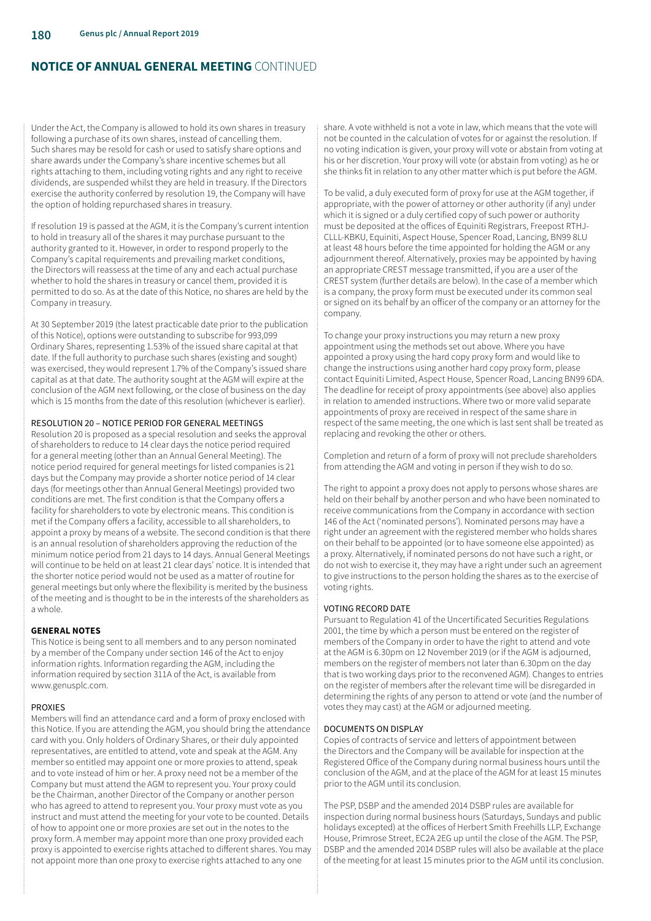## NOTICE OF ANNUAL GENERAL MEETING CONTINUED

Under the Act, the Company is allowed to hold its own shares in treasury following a purchase of its own shares, instead of cancelling them. Such shares may be resold for cash or used to satisfy share options and share awards under the Company's share incentive schemes but all rights attaching to them, including voting rights and any right to receive dividends, are suspended whilst they are held in treasury. If the Directors exercise the authority conferred by resolution 19, the Company will have the option of holding repurchased shares in treasury.

If resolution 19 is passed at the AGM, it is the Company's current intention to hold in treasury all of the shares it may purchase pursuant to the authority granted to it. However, in order to respond properly to the Company's capital requirements and prevailing market conditions, the Directors will reassess at the time of any and each actual purchase whether to hold the shares in treasury or cancel them, provided it is permitted to do so. As at the date of this Notice, no shares are held by the Company in treasury.

At 30 September 2019 (the latest practicable date prior to the publication of this Notice), options were outstanding to subscribe for 993,099 Ordinary Shares, representing 1.53% of the issued share capital at that date. If the full authority to purchase such shares (existing and sought) was exercised, they would represent 1.7% of the Company's issued share capital as at that date. The authority sought at the AGM will expire at the conclusion of the AGM next following, or the close of business on the day which is 15 months from the date of this resolution (whichever is earlier).

### RESOLUTION 20 – NOTICE PERIOD FOR GENERAL MEETINGS

Resolution 20 is proposed as a special resolution and seeks the approval of shareholders to reduce to 14 clear days the notice period required for a general meeting (other than an Annual General Meeting). The notice period required for general meetings for listed companies is 21 days but the Company may provide a shorter notice period of 14 clear days (for meetings other than Annual General Meetings) provided two conditions are met. The first condition is that the Company offers a facility for shareholders to vote by electronic means. This condition is met if the Company offers a facility, accessible to all shareholders, to appoint a proxy by means of a website. The second condition is that there is an annual resolution of shareholders approving the reduction of the minimum notice period from 21 days to 14 days. Annual General Meetings will continue to be held on at least 21 clear days' notice. It is intended that the shorter notice period would not be used as a matter of routine for general meetings but only where the flexibility is merited by the business of the meeting and is thought to be in the interests of the shareholders as a whole.

### GENERAL NOTES

This Notice is being sent to all members and to any person nominated by a member of the Company under section 146 of the Act to enjoy information rights. Information regarding the AGM, including the information required by section 311A of the Act, is available from www.genusplc.com.

### PROXIES

Members will find an attendance card and a form of proxy enclosed with this Notice. If you are attending the AGM, you should bring the attendance card with you. Only holders of Ordinary Shares, or their duly appointed representatives, are entitled to attend, vote and speak at the AGM. Any member so entitled may appoint one or more proxies to attend, speak and to vote instead of him or her. A proxy need not be a member of the Company but must attend the AGM to represent you. Your proxy could be the Chairman, another Director of the Company or another person who has agreed to attend to represent you. Your proxy must vote as you instruct and must attend the meeting for your vote to be counted. Details of how to appoint one or more proxies are set out in the notes to the proxy form. A member may appoint more than one proxy provided each proxy is appointed to exercise rights attached to different shares. You may not appoint more than one proxy to exercise rights attached to any one share. A vote withheld is not a vote in law, which means that the vote will not be counted in the calculation of votes for or against the resolution. If no voting indication is given, your proxy will vote or abstain from voting at his or her discretion. Your proxy will vote (or abstain from voting) as he or she thinks fit in relation to any other matter which is put before the AGM.

To be valid, a duly executed form of proxy for use at the AGM together, if appropriate, with the power of attorney or other authority (if any) under which it is signed or a duly certified copy of such power or authority must be deposited at the offices of Equiniti Registrars, Freepost RTHJ-CLLL-KBKU, Equiniti, Aspect House, Spencer Road, Lancing, BN99 8LU at least 48 hours before the time appointed for holding the AGM or any adjournment thereof. Alternatively, proxies may be appointed by having an appropriate CREST message transmitted, if you are a user of the CREST system (further details are below). In the case of a member which is a company, the proxy form must be executed under its common seal or signed on its behalf by an officer of the company or an attorney for the company.

To change your proxy instructions you may return a new proxy appointment using the methods set out above. Where you have appointed a proxy using the hard copy proxy form and would like to change the instructions using another hard copy proxy form, please contact Equiniti Limited, Aspect House, Spencer Road, Lancing BN99 6DA. The deadline for receipt of proxy appointments (see above) also applies in relation to amended instructions. Where two or more valid separate appointments of proxy are received in respect of the same share in respect of the same meeting, the one which is last sent shall be treated as replacing and revoking the other or others.

Completion and return of a form of proxy will not preclude shareholders from attending the AGM and voting in person if they wish to do so.

The right to appoint a proxy does not apply to persons whose shares are held on their behalf by another person and who have been nominated to receive communications from the Company in accordance with section 146 of the Act ('nominated persons'). Nominated persons may have a right under an agreement with the registered member who holds shares on their behalf to be appointed (or to have someone else appointed) as a proxy. Alternatively, if nominated persons do not have such a right, or do not wish to exercise it, they may have a right under such an agreement to give instructions to the person holding the shares as to the exercise of voting rights.

### VOTING RECORD DATE

Pursuant to Regulation 41 of the Uncertificated Securities Regulations 2001, the time by which a person must be entered on the register of members of the Company in order to have the right to attend and vote at the AGM is 6.30pm on 12 November 2019 (or if the AGM is adjourned, members on the register of members not later than 6.30pm on the day that is two working days prior to the reconvened AGM). Changes to entries on the register of members after the relevant time will be disregarded in determining the rights of any person to attend or vote (and the number of votes they may cast) at the AGM or adjourned meeting.

### DOCUMENTS ON DISPLAY

Copies of contracts of service and letters of appointment between the Directors and the Company will be available for inspection at the Registered Office of the Company during normal business hours until the conclusion of the AGM, and at the place of the AGM for at least 15 minutes prior to the AGM until its conclusion.

The PSP, DSBP and the amended 2014 DSBP rules are available for inspection during normal business hours (Saturdays, Sundays and public holidays excepted) at the offices of Herbert Smith Freehills LLP, Exchange House, Primrose Street, EC2A 2EG up until the close of the AGM. The PSP, DSBP and the amended 2014 DSBP rules will also be available at the place of the meeting for at least 15 minutes prior to the AGM until its conclusion.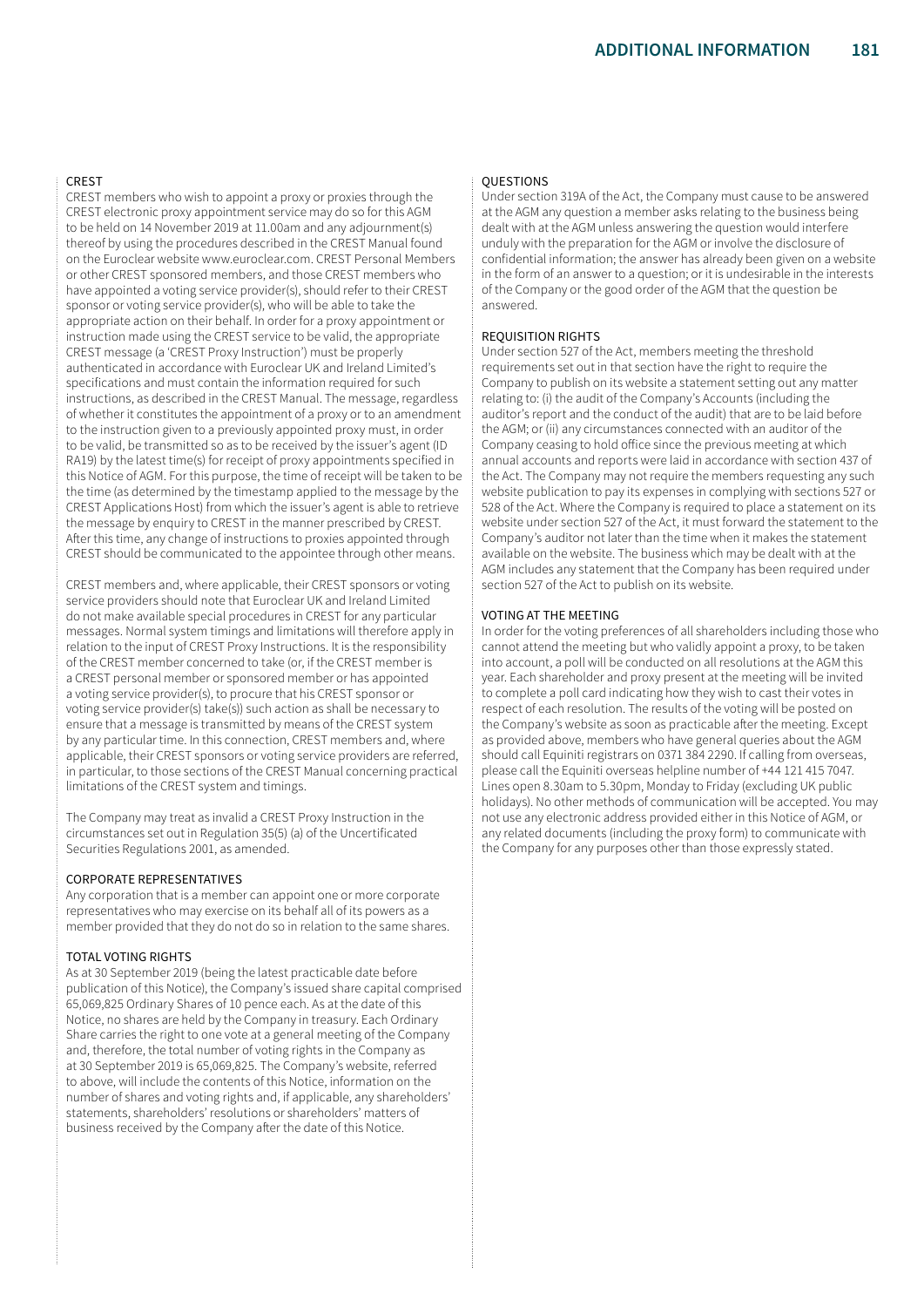#### CREST

CREST members who wish to appoint a proxy or proxies through the CREST electronic proxy appointment service may do so for this AGM to be held on 14 November 2019 at 11.00am and any adjournment(s) thereof by using the procedures described in the CREST Manual found on the Euroclear website www.euroclear.com. CREST Personal Members or other CREST sponsored members, and those CREST members who have appointed a voting service provider(s), should refer to their CREST sponsor or voting service provider(s), who will be able to take the appropriate action on their behalf. In order for a proxy appointment or instruction made using the CREST service to be valid, the appropriate CREST message (a 'CREST Proxy Instruction') must be properly authenticated in accordance with Euroclear UK and Ireland Limited's specifications and must contain the information required for such instructions, as described in the CREST Manual. The message, regardless of whether it constitutes the appointment of a proxy or to an amendment to the instruction given to a previously appointed proxy must, in order to be valid, be transmitted so as to be received by the issuer's agent (ID RA19) by the latest time(s) for receipt of proxy appointments specified in this Notice of AGM. For this purpose, the time of receipt will be taken to be the time (as determined by the timestamp applied to the message by the CREST Applications Host) from which the issuer's agent is able to retrieve the message by enquiry to CREST in the manner prescribed by CREST. After this time, any change of instructions to proxies appointed through CREST should be communicated to the appointee through other means.

CREST members and, where applicable, their CREST sponsors or voting service providers should note that Euroclear UK and Ireland Limited do not make available special procedures in CREST for any particular messages. Normal system timings and limitations will therefore apply in relation to the input of CREST Proxy Instructions. It is the responsibility of the CREST member concerned to take (or, if the CREST member is a CREST personal member or sponsored member or has appointed a voting service provider(s), to procure that his CREST sponsor or voting service provider(s) take(s)) such action as shall be necessary to ensure that a message is transmitted by means of the CREST system by any particular time. In this connection, CREST members and, where applicable, their CREST sponsors or voting service providers are referred, in particular, to those sections of the CREST Manual concerning practical limitations of the CREST system and timings.

The Company may treat as invalid a CREST Proxy Instruction in the circumstances set out in Regulation 35(5) (a) of the Uncertificated Securities Regulations 2001, as amended.

#### CORPORATE REPRESENTATIVES

Any corporation that is a member can appoint one or more corporate representatives who may exercise on its behalf all of its powers as a member provided that they do not do so in relation to the same shares.

#### TOTAL VOTING RIGHTS

As at 30 September 2019 (being the latest practicable date before publication of this Notice), the Company's issued share capital comprised 65,069,825 Ordinary Shares of 10 pence each. As at the date of this Notice, no shares are held by the Company in treasury. Each Ordinary Share carries the right to one vote at a general meeting of the Company and, therefore, the total number of voting rights in the Company as at 30 September 2019 is 65,069,825. The Company's website, referred to above, will include the contents of this Notice, information on the number of shares and voting rights and, if applicable, any shareholders' statements, shareholders' resolutions or shareholders' matters of business received by the Company after the date of this Notice.

#### QUESTIONS

Under section 319A of the Act, the Company must cause to be answered at the AGM any question a member asks relating to the business being dealt with at the AGM unless answering the question would interfere unduly with the preparation for the AGM or involve the disclosure of confidential information; the answer has already been given on a website in the form of an answer to a question; or it is undesirable in the interests of the Company or the good order of the AGM that the question be answered.

#### REQUISITION RIGHTS

Under section 527 of the Act, members meeting the threshold requirements set out in that section have the right to require the Company to publish on its website a statement setting out any matter relating to: (i) the audit of the Company's Accounts (including the auditor's report and the conduct of the audit) that are to be laid before the AGM; or (ii) any circumstances connected with an auditor of the Company ceasing to hold office since the previous meeting at which annual accounts and reports were laid in accordance with section 437 of the Act. The Company may not require the members requesting any such website publication to pay its expenses in complying with sections 527 or 528 of the Act. Where the Company is required to place a statement on its website under section 527 of the Act, it must forward the statement to the Company's auditor not later than the time when it makes the statement available on the website. The business which may be dealt with at the AGM includes any statement that the Company has been required under section 527 of the Act to publish on its website.

#### VOTING AT THE MEETING

In order for the voting preferences of all shareholders including those who cannot attend the meeting but who validly appoint a proxy, to be taken into account, a poll will be conducted on all resolutions at the AGM this year. Each shareholder and proxy present at the meeting will be invited to complete a poll card indicating how they wish to cast their votes in respect of each resolution. The results of the voting will be posted on the Company's website as soon as practicable after the meeting. Except as provided above, members who have general queries about the AGM should call Equiniti registrars on 0371 384 2290. If calling from overseas, please call the Equiniti overseas helpline number of +44 121 415 7047. Lines open 8.30am to 5.30pm, Monday to Friday (excluding UK public holidays). No other methods of communication will be accepted. You may not use any electronic address provided either in this Notice of AGM, or any related documents (including the proxy form) to communicate with the Company for any purposes other than those expressly stated.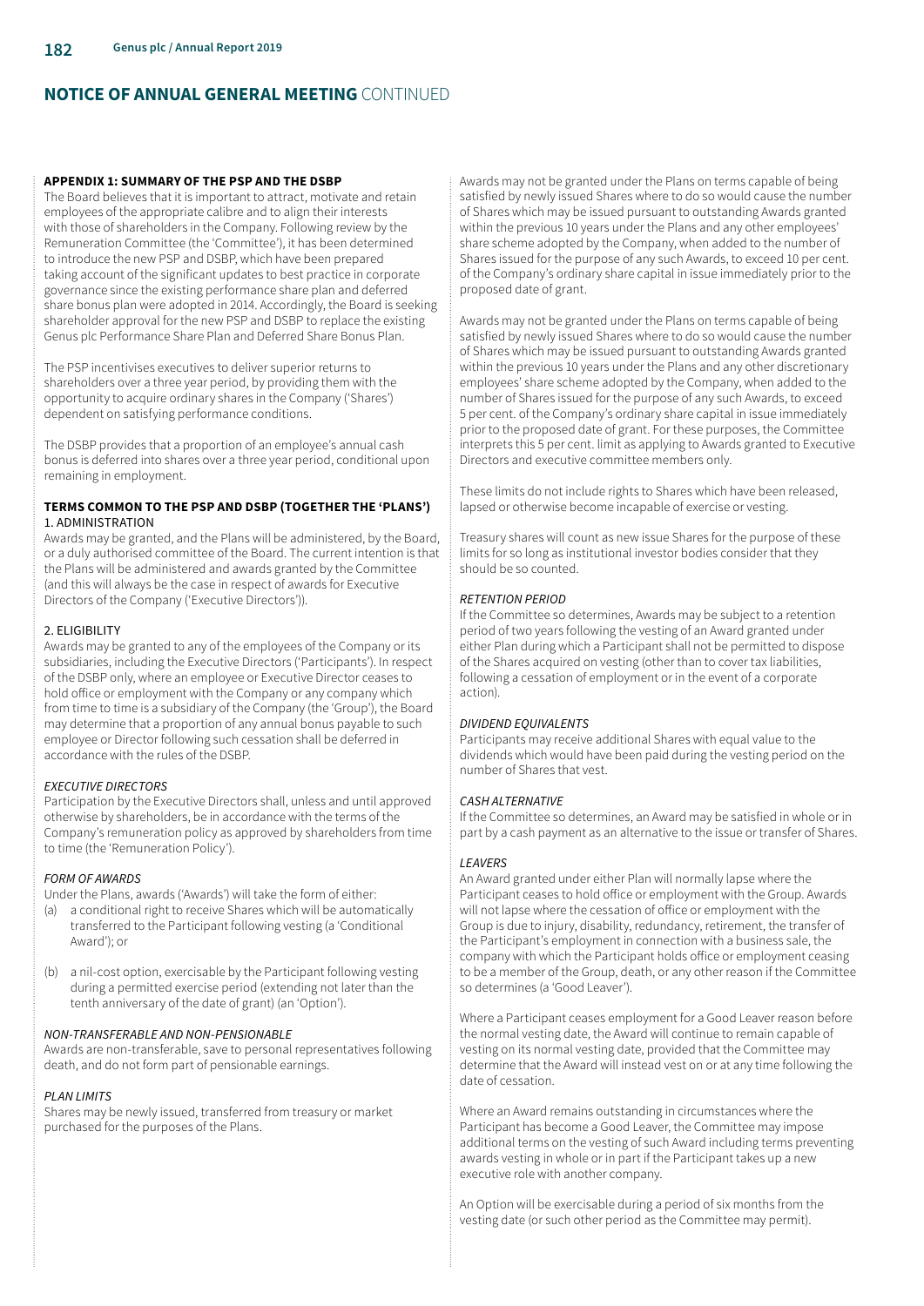# NOTICE OF ANNUAL GENERAL MEETING CONTINUED

## APPENDIX 1: SUMMARY OF THE PSP AND THE DSBP

The Board believes that it is important to attract, motivate and retain employees of the appropriate calibre and to align their interests with those of shareholders in the Company. Following review by the Remuneration Committee (the 'Committee'), it has been determined to introduce the new PSP and DSBP, which have been prepared taking account of the significant updates to best practice in corporate governance since the existing performance share plan and deferred share bonus plan were adopted in 2014. Accordingly, the Board is seeking shareholder approval for the new PSP and DSBP to replace the existing Genus plc Performance Share Plan and Deferred Share Bonus Plan.

The PSP incentivises executives to deliver superior returns to shareholders over a three year period, by providing them with the opportunity to acquire ordinary shares in the Company ('Shares') dependent on satisfying performance conditions.

The DSBP provides that a proportion of an employee's annual cash bonus is deferred into shares over a three year period, conditional upon remaining in employment.

### TERMS COMMON TO THE PSP AND DSBP (TOGETHER THE 'PLANS')

1. ADMINISTRATION

Awards may be granted, and the Plans will be administered, by the Board, or a duly authorised committee of the Board. The current intention is that the Plans will be administered and awards granted by the Committee (and this will always be the case in respect of awards for Executive Directors of the Company ('Executive Directors')).

2. ELIGIBILITY

Awards may be granted to any of the employees of the Company or its subsidiaries, including the Executive Directors ('Participants'). In respect of the DSBP only, where an employee or Executive Director ceases to hold office or employment with the Company or any company which from time to time is a subsidiary of the Company (the 'Group'), the Board may determine that a proportion of any annual bonus payable to such employee or Director following such cessation shall be deferred in accordance with the rules of the DSBP.

*EXECUTIVE DIRECTORS*

Participation by the Executive Directors shall, unless and until approved otherwise by shareholders, be in accordance with the terms of the Company's remuneration policy as approved by shareholders from time to time (the 'Remuneration Policy').

*FORM OF AWARDS*

Under the Plans, awards ('Awards') will take the form of either:

(a) a conditional right to receive Shares which will be automatically transferred to the Participant following vesting (a 'Conditional Award'); or

(b) a nil-cost option, exercisable by the Participant following vesting during a permitted exercise period (extending not later than the tenth anniversary of the date of grant) (an 'Option').

*NON-TRANSFERABLE AND NON-PENSIONABLE*

Awards are non-transferable, save to personal representatives following death, and do not form part of pensionable earnings.

*PLAN LIMITS*

Shares may be newly issued, transferred from treasury or market purchased for the purposes of the Plans.

Awards may not be granted under the Plans on terms capable of being satisfied by newly issued Shares where to do so would cause the number of Shares which may be issued pursuant to outstanding Awards granted within the previous 10 years under the Plans and any other employees' share scheme adopted by the Company, when added to the number of Shares issued for the purpose of any such Awards, to exceed 10 per cent. of the Company's ordinary share capital in issue immediately prior to the proposed date of grant.

Awards may not be granted under the Plans on terms capable of being satisfied by newly issued Shares where to do so would cause the number of Shares which may be issued pursuant to outstanding Awards granted within the previous 10 years under the Plans and any other discretionary employees' share scheme adopted by the Company, when added to the number of Shares issued for the purpose of any such Awards, to exceed 5 per cent. of the Company's ordinary share capital in issue immediately prior to the proposed date of grant. For these purposes, the Committee interprets this 5 per cent. limit as applying to Awards granted to Executive Directors and executive committee members only.

These limits do not include rights to Shares which have been released, lapsed or otherwise become incapable of exercise or vesting.

Treasury shares will count as new issue Shares for the purpose of these limits for so long as institutional investor bodies consider that they should be so counted.

*RETENTION PERIOD*

If the Committee so determines, Awards may be subject to a retention period of two years following the vesting of an Award granted under either Plan during which a Participant shall not be permitted to dispose of the Shares acquired on vesting (other than to cover tax liabilities, following a cessation of employment or in the event of a corporate action).

*DIVIDEND EQUIVALENTS*

Participants may receive additional Shares with equal value to the dividends which would have been paid during the vesting period on the number of Shares that vest.

*CASH ALTERNATIVE*

If the Committee so determines, an Award may be satisfied in whole or in part by a cash payment as an alternative to the issue or transfer of Shares.

*LEAVERS*

An Award granted under either Plan will normally lapse where the Participant ceases to hold office or employment with the Group. Awards will not lapse where the cessation of office or employment with the Group is due to injury, disability, redundancy, retirement, the transfer of the Participant's employment in connection with a business sale, the company with which the Participant holds office or employment ceasing to be a member of the Group, death, or any other reason if the Committee so determines (a 'Good Leaver').

Where a Participant ceases employment for a Good Leaver reason before the normal vesting date, the Award will continue to remain capable of vesting on its normal vesting date, provided that the Committee may determine that the Award will instead vest on or at any time following the date of cessation.

Where an Award remains outstanding in circumstances where the Participant has become a Good Leaver, the Committee may impose additional terms on the vesting of such Award including terms preventing awards vesting in whole or in part if the Participant takes up a new executive role with another company.

An Option will be exercisable during a period of six months from the vesting date (or such other period as the Committee may permit).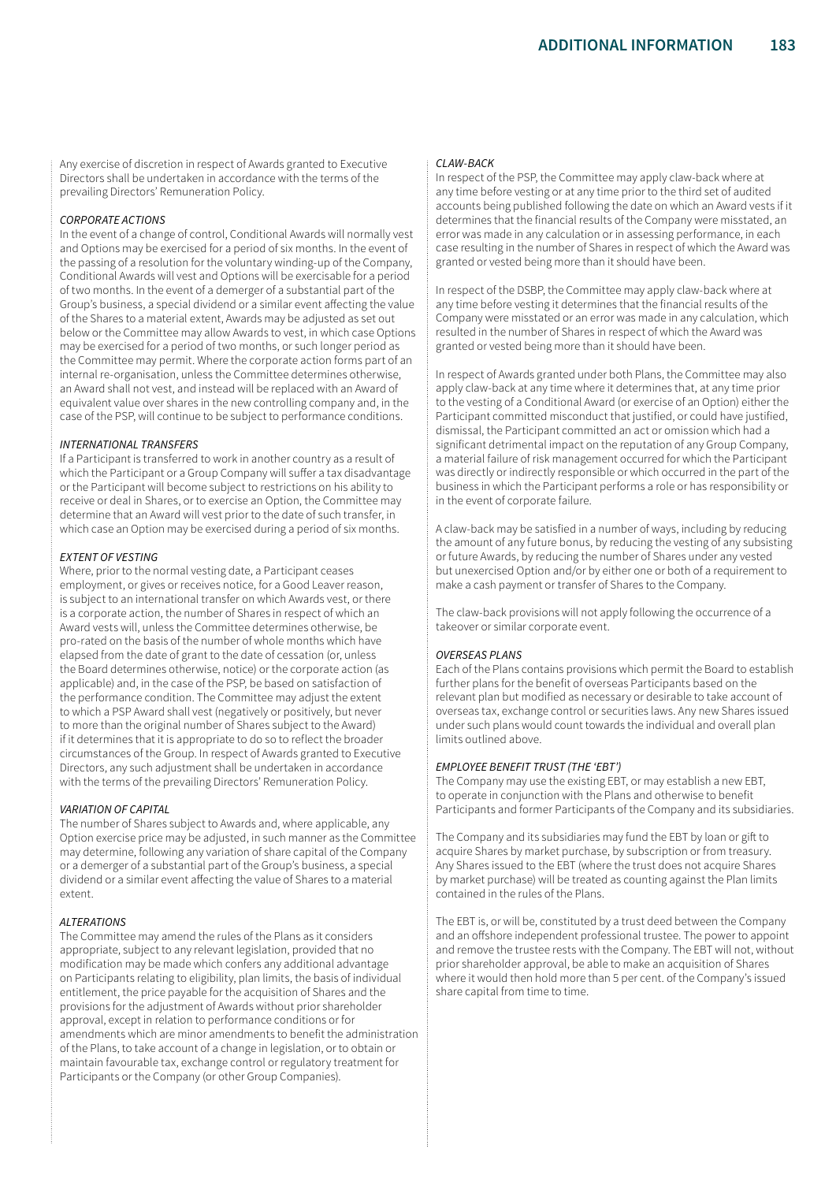Any exercise of discretion in respect of Awards granted to Executive Directors shall be undertaken in accordance with the terms of the prevailing Directors' Remuneration Policy.

*CORPORATE ACTIONS*

In the event of a change of control, Conditional Awards will normally vest and Options may be exercised for a period of six months. In the event of the passing of a resolution for the voluntary winding-up of the Company, Conditional Awards will vest and Options will be exercisable for a period of two months. In the event of a demerger of a substantial part of the Group's business, a special dividend or a similar event affecting the value of the Shares to a material extent, Awards may be adjusted as set out below or the Committee may allow Awards to vest, in which case Options may be exercised for a period of two months, or such longer period as the Committee may permit. Where the corporate action forms part of an internal re-organisation, unless the Committee determines otherwise, an Award shall not vest, and instead will be replaced with an Award of equivalent value over shares in the new controlling company and, in the case of the PSP, will continue to be subject to performance conditions.

*INTERNATIONAL TRANSFERS*

If a Participant is transferred to work in another country as a result of which the Participant or a Group Company will suffer a tax disadvantage or the Participant will become subject to restrictions on his ability to receive or deal in Shares, or to exercise an Option, the Committee may determine that an Award will vest prior to the date of such transfer, in which case an Option may be exercised during a period of six months.

*EXTENT OF VESTING*

Where, prior to the normal vesting date, a Participant ceases employment, or gives or receives notice, for a Good Leaver reason, is subject to an international transfer on which Awards vest, or there is a corporate action, the number of Shares in respect of which an Award vests will, unless the Committee determines otherwise, be pro-rated on the basis of the number of whole months which have elapsed from the date of grant to the date of cessation (or, unless the Board determines otherwise, notice) or the corporate action (as applicable) and, in the case of the PSP, be based on satisfaction of the performance condition. The Committee may adjust the extent to which a PSP Award shall vest (negatively or positively, but never to more than the original number of Shares subject to the Award) if it determines that it is appropriate to do so to reflect the broader circumstances of the Group. In respect of Awards granted to Executive Directors, any such adjustment shall be undertaken in accordance with the terms of the prevailing Directors' Remuneration Policy.

*VARIATION OF CAPITAL*

The number of Shares subject to Awards and, where applicable, any Option exercise price may be adjusted, in such manner as the Committee may determine, following any variation of share capital of the Company or a demerger of a substantial part of the Group's business, a special dividend or a similar event affecting the value of Shares to a material extent.

*ALTERATIONS*

The Committee may amend the rules of the Plans as it considers appropriate, subject to any relevant legislation, provided that no modification may be made which confers any additional advantage on Participants relating to eligibility, plan limits, the basis of individual entitlement, the price payable for the acquisition of Shares and the provisions for the adjustment of Awards without prior shareholder approval, except in relation to performance conditions or for amendments which are minor amendments to benefit the administration of the Plans, to take account of a change in legislation, or to obtain or maintain favourable tax, exchange control or regulatory treatment for Participants or the Company (or other Group Companies).

*CLAW-BACK*

In respect of the PSP, the Committee may apply claw-back where at any time before vesting or at any time prior to the third set of audited accounts being published following the date on which an Award vests if it determines that the financial results of the Company were misstated, an error was made in any calculation or in assessing performance, in each case resulting in the number of Shares in respect of which the Award was granted or vested being more than it should have been.

In respect of the DSBP, the Committee may apply claw-back where at any time before vesting it determines that the financial results of the Company were misstated or an error was made in any calculation, which resulted in the number of Shares in respect of which the Award was granted or vested being more than it should have been.

In respect of Awards granted under both Plans, the Committee may also apply claw-back at any time where it determines that, at any time prior to the vesting of a Conditional Award (or exercise of an Option) either the Participant committed misconduct that justified, or could have justified, dismissal, the Participant committed an act or omission which had a significant detrimental impact on the reputation of any Group Company, a material failure of risk management occurred for which the Participant was directly or indirectly responsible or which occurred in the part of the business in which the Participant performs a role or has responsibility or in the event of corporate failure.

A claw-back may be satisfied in a number of ways, including by reducing the amount of any future bonus, by reducing the vesting of any subsisting or future Awards, by reducing the number of Shares under any vested but unexercised Option and/or by either one or both of a requirement to make a cash payment or transfer of Shares to the Company.

The claw-back provisions will not apply following the occurrence of a takeover or similar corporate event.

*OVERSEAS PLANS*

Each of the Plans contains provisions which permit the Board to establish further plans for the benefit of overseas Participants based on the relevant plan but modified as necessary or desirable to take account of overseas tax, exchange control or securities laws. Any new Shares issued under such plans would count towards the individual and overall plan limits outlined above.

*EMPLOYEE BENEFIT TRUST (THE 'EBT')*

The Company may use the existing EBT, or may establish a new EBT, to operate in conjunction with the Plans and otherwise to benefit Participants and former Participants of the Company and its subsidiaries.

The Company and its subsidiaries may fund the EBT by loan or gift to acquire Shares by market purchase, by subscription or from treasury. Any Shares issued to the EBT (where the trust does not acquire Shares by market purchase) will be treated as counting against the Plan limits contained in the rules of the Plans.

The EBT is, or will be, constituted by a trust deed between the Company and an offshore independent professional trustee. The power to appoint and remove the trustee rests with the Company. The EBT will not, without prior shareholder approval, be able to make an acquisition of Shares where it would then hold more than 5 per cent. of the Company's issued share capital from time to time.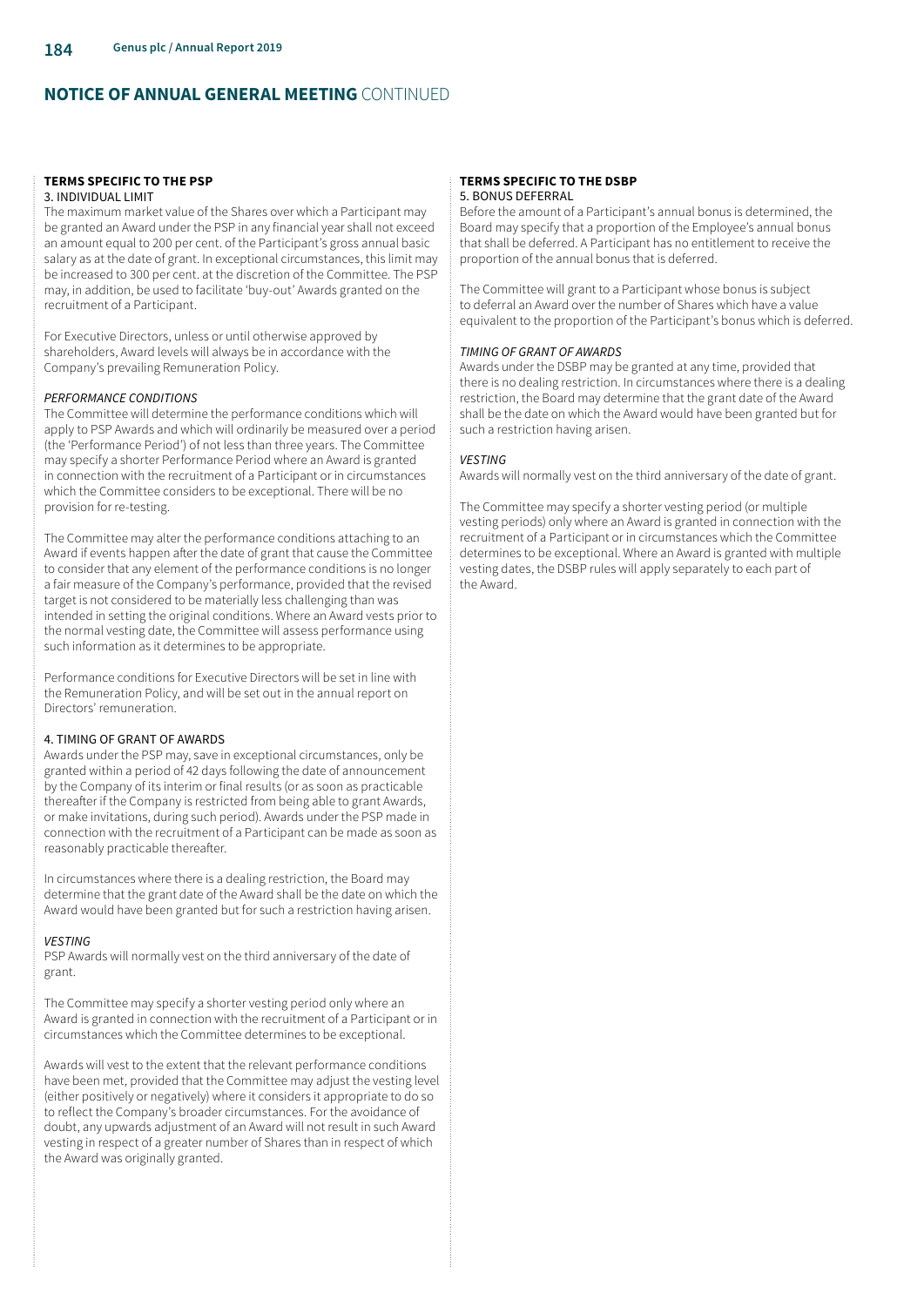# NOTICE OF ANNUAL GENERAL MEETING CONTINUED

### TERMS SPECIFIC TO THE PSP

3. INDIVIDUAL LIMIT

The maximum market value of the Shares over which a Participant may be granted an Award under the PSP in any financial year shall not exceed an amount equal to 200 per cent. of the Participant's gross annual basic salary as at the date of grant. In exceptional circumstances, this limit may be increased to 300 per cent. at the discretion of the Committee. The PSP may, in addition, be used to facilitate 'buy-out' Awards granted on the recruitment of a Participant.

For Executive Directors, unless or until otherwise approved by shareholders, Award levels will always be in accordance with the Company's prevailing Remuneration Policy.

*PERFORMANCE CONDITIONS*

The Committee will determine the performance conditions which will apply to PSP Awards and which will ordinarily be measured over a period (the 'Performance Period') of not less than three years. The Committee may specify a shorter Performance Period where an Award is granted in connection with the recruitment of a Participant or in circumstances which the Committee considers to be exceptional. There will be no provision for re-testing.

The Committee may alter the performance conditions attaching to an Award if events happen after the date of grant that cause the Committee to consider that any element of the performance conditions is no longer a fair measure of the Company's performance, provided that the revised target is not considered to be materially less challenging than was intended in setting the original conditions. Where an Award vests prior to the normal vesting date, the Committee will assess performance using such information as it determines to be appropriate.

Performance conditions for Executive Directors will be set in line with the Remuneration Policy, and will be set out in the annual report on Directors' remuneration.

4. TIMING OF GRANT OF AWARDS

Awards under the PSP may, save in exceptional circumstances, only be granted within a period of 42 days following the date of announcement by the Company of its interim or final results (or as soon as practicable thereafter if the Company is restricted from being able to grant Awards, or make invitations, during such period). Awards under the PSP made in connection with the recruitment of a Participant can be made as soon as reasonably practicable thereafter.

In circumstances where there is a dealing restriction, the Board may determine that the grant date of the Award shall be the date on which the Award would have been granted but for such a restriction having arisen.

*VESTING*

PSP Awards will normally vest on the third anniversary of the date of grant.

The Committee may specify a shorter vesting period only where an Award is granted in connection with the recruitment of a Participant or in circumstances which the Committee determines to be exceptional.

Awards will vest to the extent that the relevant performance conditions have been met, provided that the Committee may adjust the vesting level (either positively or negatively) where it considers it appropriate to do so to reflect the Company's broader circumstances. For the avoidance of doubt, any upwards adjustment of an Award will not result in such Award vesting in respect of a greater number of Shares than in respect of which the Award was originally granted.

### TERMS SPECIFIC TO THE DSBP

5. BONUS DEFERRAL

Before the amount of a Participant's annual bonus is determined, the Board may specify that a proportion of the Employee's annual bonus that shall be deferred. A Participant has no entitlement to receive the proportion of the annual bonus that is deferred.

The Committee will grant to a Participant whose bonus is subject to deferral an Award over the number of Shares which have a value equivalent to the proportion of the Participant's bonus which is deferred.

*TIMING OF GRANT OF AWARDS*

Awards under the DSBP may be granted at any time, provided that there is no dealing restriction. In circumstances where there is a dealing restriction, the Board may determine that the grant date of the Award shall be the date on which the Award would have been granted but for such a restriction having arisen.

*VESTING*

Awards will normally vest on the third anniversary of the date of grant.

The Committee may specify a shorter vesting period (or multiple vesting periods) only where an Award is granted in connection with the recruitment of a Participant or in circumstances which the Committee determines to be exceptional. Where an Award is granted with multiple vesting dates, the DSBP rules will apply separately to each part of the Award.